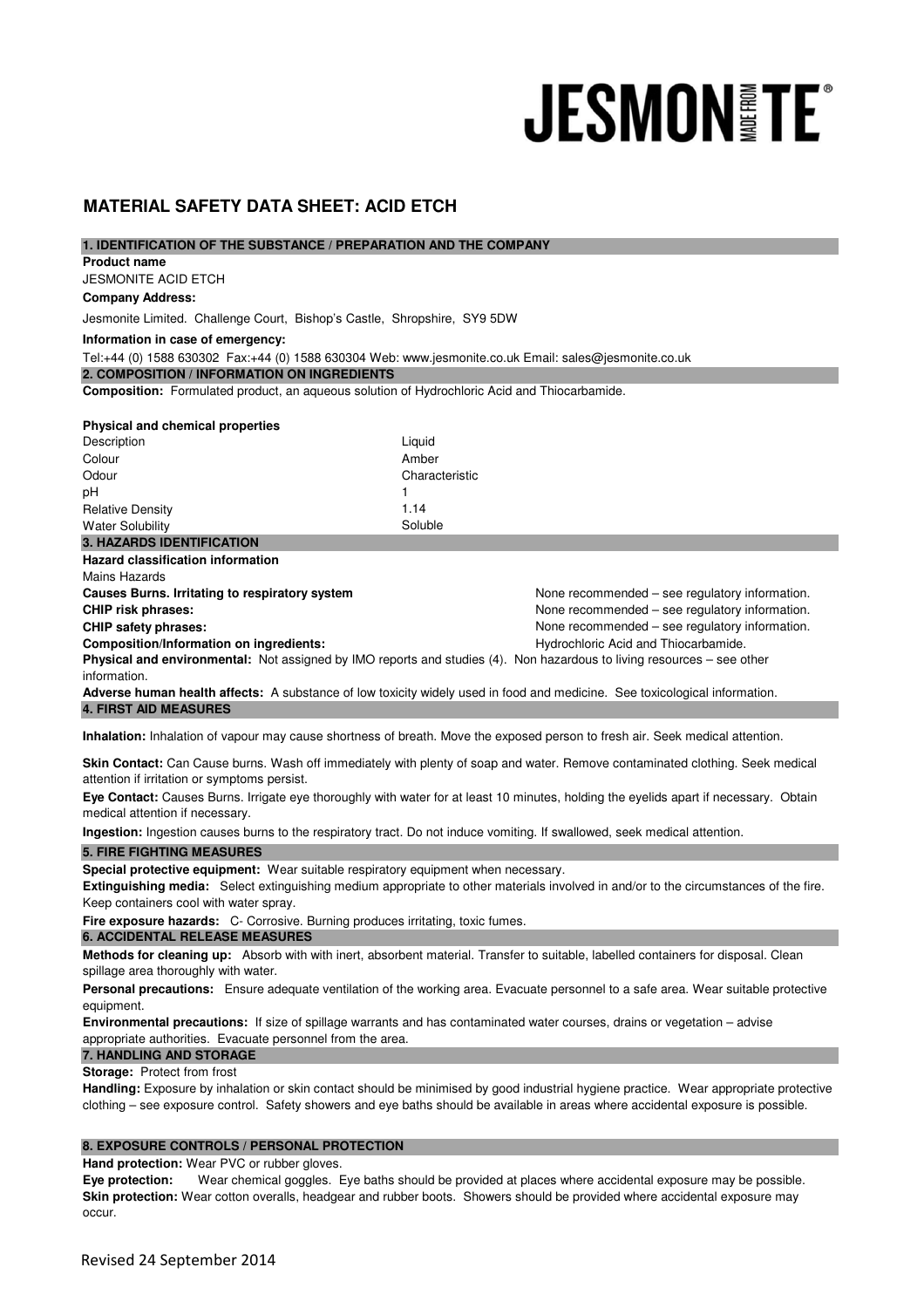# JESMONITE

## MATERIAL SAFETY DATA SHEET: ACID ETCH

### 1. IDENTIFICATION OF THE SUBSTANCE / PREPARATION AND THE COMPANY

**Product name**

JESMONITE ACID ETCH

**Company Address:**

Jesmonite Limited. Challenge Court, Bishop's Castle, Shropshire, SY9 5DW

**Information in case of emergency:**

Tel:+44 (0) 1588 630302 Fax:+44 (0) 1588 630304 Web: www.jesmonite.co.uk Email: sales@jesmonite.co.uk

### 2. COMPOSITION / INFORMATION ON INGREDIENTS

**Composition:** Formulated product, an aqueous solution of Hydrochloric Acid and Thiocarbamide.

**Physical and chemical properties**

| Description | Liquid |
|---|---|
| Colour | Amber |
| Odour | Characteristic |
| pH | 1 |
| Relative Density | 1.14 |
| Water Solubility | Soluble |

### 3. HAZARDS IDENTIFICATION

**Hazard classification information**

Mains Hazards

| | |
|---|---|
| **Causes Burns. Irritating to respiratory system** | None recommended – see regulatory information. |
| **CHIP risk phrases:** | None recommended – see regulatory information. |
| **CHIP safety phrases:** | None recommended – see regulatory information. |
| **Composition/Information on ingredients:** | Hydrochloric Acid and Thiocarbamide. |

**Physical and environmental:** Not assigned by IMO reports and studies (4). Non hazardous to living resources – see other information.

**Adverse human health affects:** A substance of low toxicity widely used in food and medicine. See toxicological information.

### 4. FIRST AID MEASURES

**Inhalation:** Inhalation of vapour may cause shortness of breath. Move the exposed person to fresh air. Seek medical attention.

**Skin Contact:** Can Cause burns. Wash off immediately with plenty of soap and water. Remove contaminated clothing. Seek medical attention if irritation or symptoms persist.

**Eye Contact:** Causes Burns. Irrigate eye thoroughly with water for at least 10 minutes, holding the eyelids apart if necessary. Obtain medical attention if necessary.

**Ingestion:** Ingestion causes burns to the respiratory tract. Do not induce vomiting. If swallowed, seek medical attention.

### 5. FIRE FIGHTING MEASURES

**Special protective equipment:** Wear suitable respiratory equipment when necessary.

**Extinguishing media:** Select extinguishing medium appropriate to other materials involved in and/or to the circumstances of the fire. Keep containers cool with water spray.

**Fire exposure hazards:** C- Corrosive. Burning produces irritating, toxic fumes.

### 6. ACCIDENTAL RELEASE MEASURES

**Methods for cleaning up:** Absorb with with inert, absorbent material. Transfer to suitable, labelled containers for disposal. Clean spillage area thoroughly with water.

**Personal precautions:** Ensure adequate ventilation of the working area. Evacuate personnel to a safe area. Wear suitable protective equipment.

**Environmental precautions:** If size of spillage warrants and has contaminated water courses, drains or vegetation – advise appropriate authorities. Evacuate personnel from the area.

### 7. HANDLING AND STORAGE

**Storage:** Protect from frost

**Handling:** Exposure by inhalation or skin contact should be minimised by good industrial hygiene practice. Wear appropriate protective clothing – see exposure control. Safety showers and eye baths should be available in areas where accidental exposure is possible.

### 8. EXPOSURE CONTROLS / PERSONAL PROTECTION

**Hand protection:** Wear PVC or rubber gloves.

**Eye protection:** Wear chemical goggles. Eye baths should be provided at places where accidental exposure may be possible.

**Skin protection:** Wear cotton overalls, headgear and rubber boots. Showers should be provided where accidental exposure may occur.

Revised 24 September 2014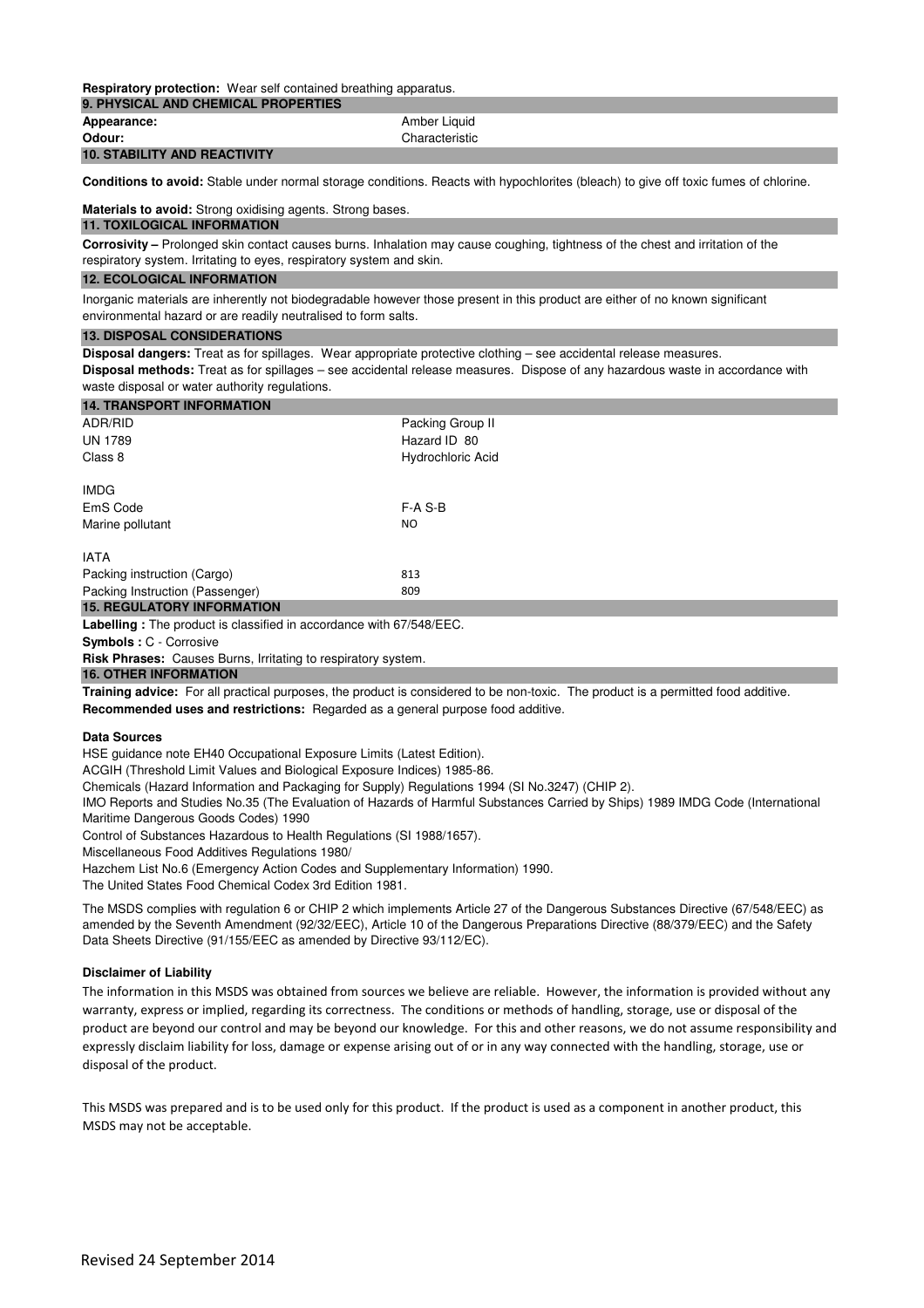**Respiratory protection:** Wear self contained breathing apparatus.

## 9. PHYSICAL AND CHEMICAL PROPERTIES

| | |
|---|---|
| **Appearance:** | Amber Liquid |
| **Odour:** | Characteristic |

## 10. STABILITY AND REACTIVITY

**Conditions to avoid:** Stable under normal storage conditions. Reacts with hypochlorites (bleach) to give off toxic fumes of chlorine.

**Materials to avoid:** Strong oxidising agents. Strong bases.

## 11. TOXILOGICAL INFORMATION

**Corrosivity –** Prolonged skin contact causes burns. Inhalation may cause coughing, tightness of the chest and irritation of the respiratory system. Irritating to eyes, respiratory system and skin.

## 12. ECOLOGICAL INFORMATION

Inorganic materials are inherently not biodegradable however those present in this product are either of no known significant environmental hazard or are readily neutralised to form salts.

## 13. DISPOSAL CONSIDERATIONS

**Disposal dangers:** Treat as for spillages. Wear appropriate protective clothing – see accidental release measures.

**Disposal methods:** Treat as for spillages – see accidental release measures. Dispose of any hazardous waste in accordance with waste disposal or water authority regulations.

## 14. TRANSPORT INFORMATION

| | |
|---|---|
| ADR/RID | Packing Group II |
| UN 1789 | Hazard ID 80 |
| Class 8 | Hydrochloric Acid |
| | |
| IMDG | |
| EmS Code | F-A S-B |
| Marine pollutant | NO |
| | |
| IATA | |
| Packing instruction (Cargo) | 813 |
| Packing Instruction (Passenger) | 809 |

## 15. REGULATORY INFORMATION

**Labelling :** The product is classified in accordance with 67/548/EEC.

**Symbols :** C - Corrosive

**Risk Phrases:** Causes Burns, Irritating to respiratory system.

## 16. OTHER INFORMATION

**Training advice:** For all practical purposes, the product is considered to be non-toxic. The product is a permitted food additive.

**Recommended uses and restrictions:** Regarded as a general purpose food additive.

### Data Sources

HSE guidance note EH40 Occupational Exposure Limits (Latest Edition).

ACGIH (Threshold Limit Values and Biological Exposure Indices) 1985-86.

Chemicals (Hazard Information and Packaging for Supply) Regulations 1994 (SI No.3247) (CHIP 2).

IMO Reports and Studies No.35 (The Evaluation of Hazards of Harmful Substances Carried by Ships) 1989 IMDG Code (International Maritime Dangerous Goods Codes) 1990

Control of Substances Hazardous to Health Regulations (SI 1988/1657).

Miscellaneous Food Additives Regulations 1980/

Hazchem List No.6 (Emergency Action Codes and Supplementary Information) 1990.

The United States Food Chemical Codex 3rd Edition 1981.

The MSDS complies with regulation 6 or CHIP 2 which implements Article 27 of the Dangerous Substances Directive (67/548/EEC) as amended by the Seventh Amendment (92/32/EEC), Article 10 of the Dangerous Preparations Directive (88/379/EEC) and the Safety Data Sheets Directive (91/155/EEC as amended by Directive 93/112/EC).

### Disclaimer of Liability

The information in this MSDS was obtained from sources we believe are reliable. However, the information is provided without any warranty, express or implied, regarding its correctness. The conditions or methods of handling, storage, use or disposal of the product are beyond our control and may be beyond our knowledge. For this and other reasons, we do not assume responsibility and expressly disclaim liability for loss, damage or expense arising out of or in any way connected with the handling, storage, use or disposal of the product.

This MSDS was prepared and is to be used only for this product. If the product is used as a component in another product, this MSDS may not be acceptable.

Revised 24 September 2014